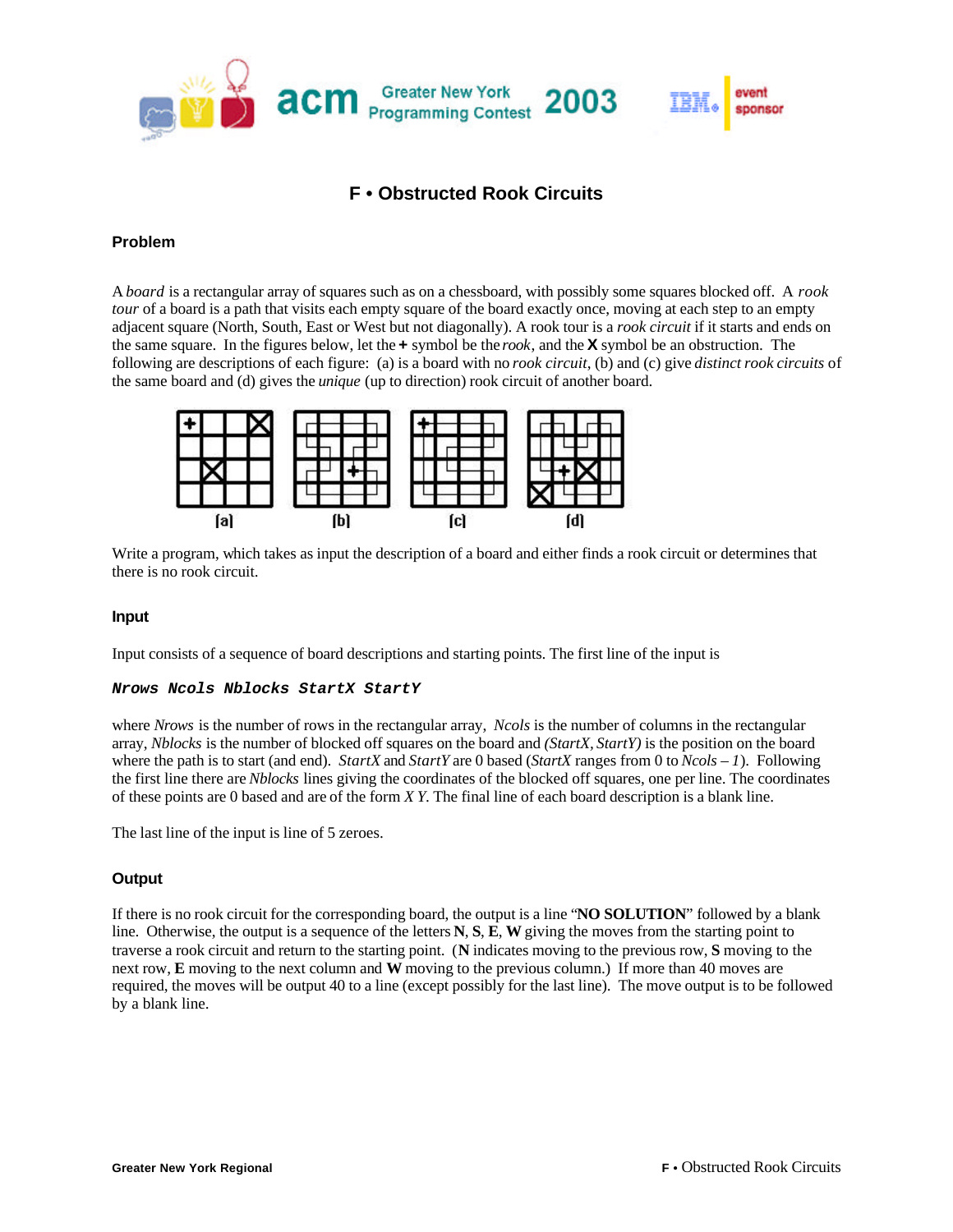# F • Obstructed Rook Circuits

## Problem

A *board* is a rectangular array of squares such as on a chessboard, with possibly some squares blocked off. A *rook tour* of a board is a path that visits each empty square of the board exactly once, moving at each step to an empty adjacent square (North, South, East or West but not diagonally). A rook tour is a *rook circuit* if it starts and ends on the same square. In the figures below, let the **+** symbol be the *rook*, and the **X** symbol be an obstruction. The following are descriptions of each figure: (a) is a board with no *rook circuit*, (b) and (c) give *distinct rook circuits* of the same board and (d) gives the *unique* (up to direction) rook circuit of another board.

[a] [b] [c] [d]

Write a program, which takes as input the description of a board and either finds a rook circuit or determines that there is no rook circuit.

## Input

Input consists of a sequence of board descriptions and starting points. The first line of the input is

***Nrows Ncols Nblocks StartX StartY***

where *Nrows* is the number of rows in the rectangular array, *Ncols* is the number of columns in the rectangular array, *Nblocks* is the number of blocked off squares on the board and *(StartX, StartY)* is the position on the board where the path is to start (and end). *StartX* and *StartY* are 0 based (*StartX* ranges from 0 to *Ncols – 1*). Following the first line there are *Nblocks* lines giving the coordinates of the blocked off squares, one per line. The coordinates of these points are 0 based and are of the form *X Y*. The final line of each board description is a blank line.

The last line of the input is line of 5 zeroes.

## Output

If there is no rook circuit for the corresponding board, the output is a line "**NO SOLUTION**" followed by a blank line. Otherwise, the output is a sequence of the letters **N**, **S**, **E**, **W** giving the moves from the starting point to traverse a rook circuit and return to the starting point. (**N** indicates moving to the previous row, **S** moving to the next row, **E** moving to the next column and **W** moving to the previous column.) If more than 40 moves are required, the moves will be output 40 to a line (except possibly for the last line). The move output is to be followed by a blank line.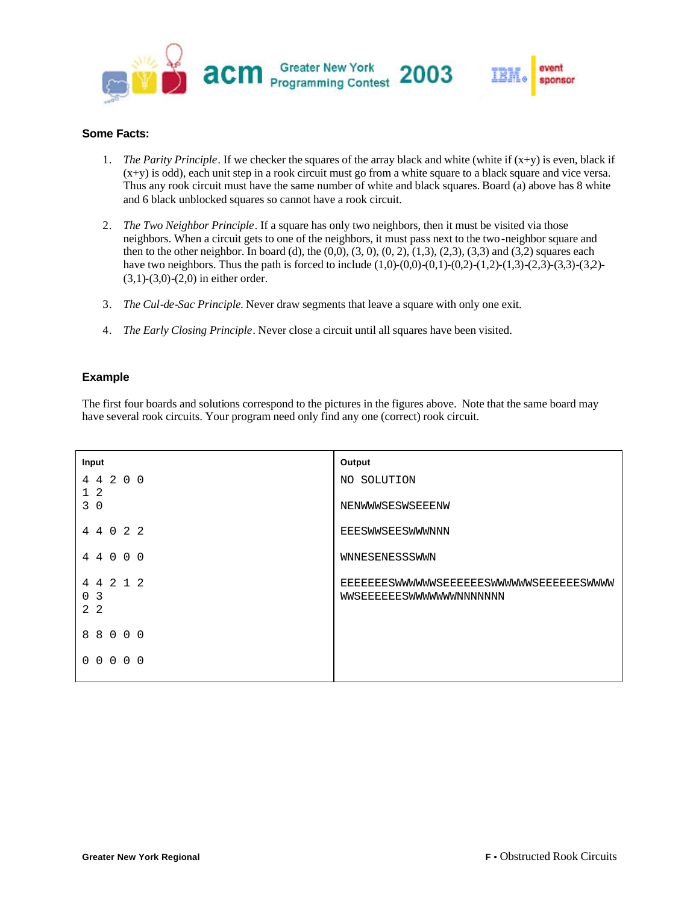### Some Facts:

1. *The Parity Principle*. If we checker the squares of the array black and white (white if (x+y) is even, black if (x+y) is odd), each unit step in a rook circuit must go from a white square to a black square and vice versa. Thus any rook circuit must have the same number of white and black squares. Board (a) above has 8 white and 6 black unblocked squares so cannot have a rook circuit.

2. *The Two Neighbor Principle*. If a square has only two neighbors, then it must be visited via those neighbors. When a circuit gets to one of the neighbors, it must pass next to the two-neighbor square and then to the other neighbor. In board (d), the (0,0), (3, 0), (0, 2), (1,3), (2,3), (3,3) and (3,2) squares each have two neighbors. Thus the path is forced to include (1,0)-(0,0)-(0,1)-(0,2)-(1,2)-(1,3)-(2,3)-(3,3)-(3,2)-(3,1)-(3,0)-(2,0) in either order.

3. *The Cul-de-Sac Principle*. Never draw segments that leave a square with only one exit.

4. *The Early Closing Principle*. Never close a circuit until all squares have been visited.

### Example

The first four boards and solutions correspond to the pictures in the figures above. Note that the same board may have several rook circuits. Your program need only find any one (correct) rook circuit.

| Input | Output |
| --- | --- |
| 4 4 2 0 0<br>1 2<br>3 0 | NO SOLUTION |
| 4 4 0 2 2 | NENWWWSESWSEEENW |
| 4 4 0 0 0 | EEESWWSEESWWWNNN |
| 4 4 2 1 2<br>0 3<br>2 2 | WNNESENESSSWWN |
| 8 8 0 0 0 | EEEEEEESWWWWWWSEEEEEESWWWWWWSEEEEEESWWWWWWSEEEEEESWWWWWWWNNNNNNN |
| 0 0 0 0 0 | |